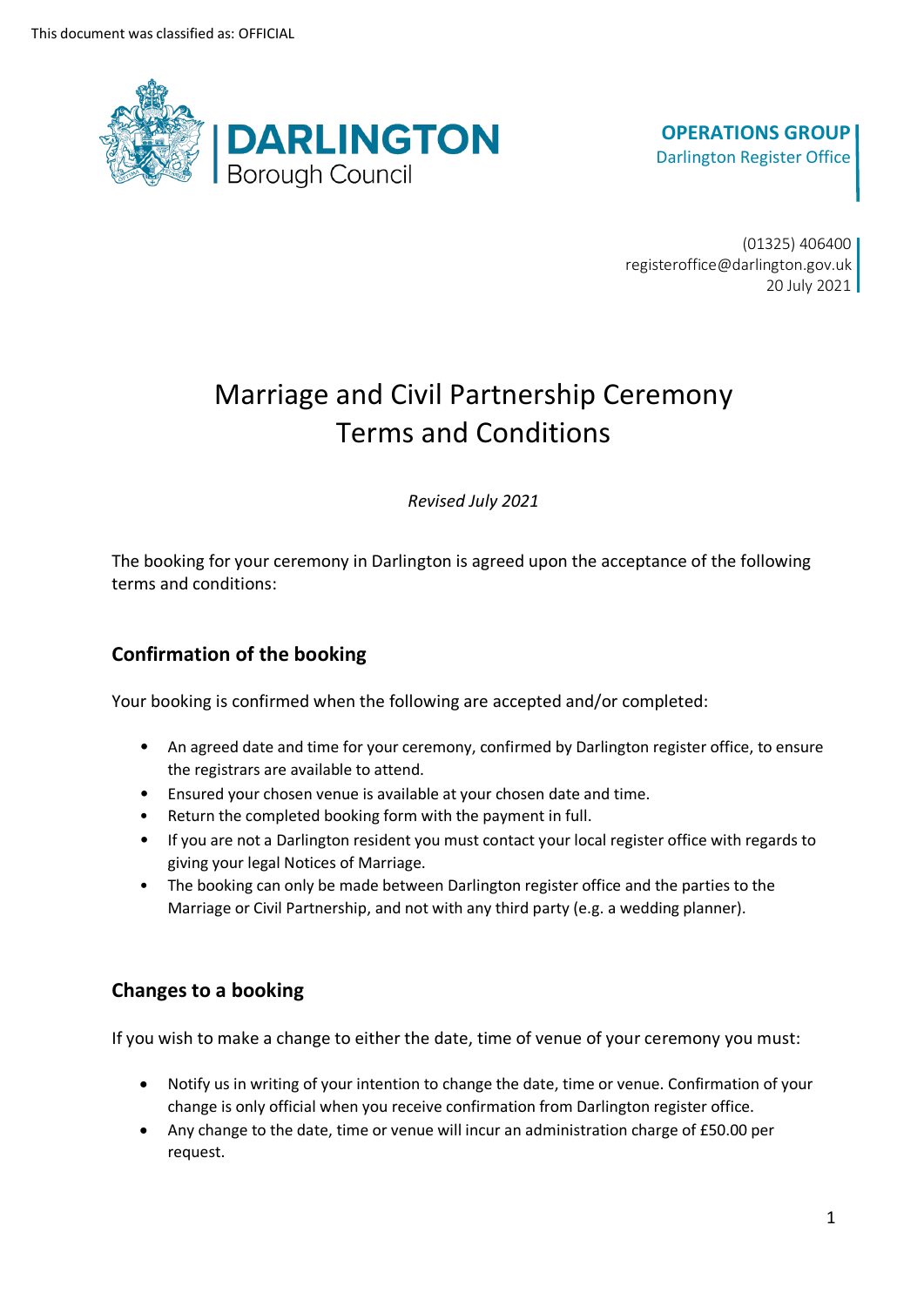This document was classified as: OFFICIAL

**DARLINGTON**
Borough Council

**OPERATIONS GROUP**
Darlington Register Office

(01325) 406400
registeroffice@darlington.gov.uk
20 July 2021

# Marriage and Civil Partnership Ceremony Terms and Conditions

*Revised July 2021*

The booking for your ceremony in Darlington is agreed upon the acceptance of the following terms and conditions:

## Confirmation of the booking

Your booking is confirmed when the following are accepted and/or completed:

- An agreed date and time for your ceremony, confirmed by Darlington register office, to ensure the registrars are available to attend.
- Ensured your chosen venue is available at your chosen date and time.
- Return the completed booking form with the payment in full.
- If you are not a Darlington resident you must contact your local register office with regards to giving your legal Notices of Marriage.
- The booking can only be made between Darlington register office and the parties to the Marriage or Civil Partnership, and not with any third party (e.g. a wedding planner).

## Changes to a booking

If you wish to make a change to either the date, time of venue of your ceremony you must:

- Notify us in writing of your intention to change the date, time or venue. Confirmation of your change is only official when you receive confirmation from Darlington register office.
- Any change to the date, time or venue will incur an administration charge of £50.00 per request.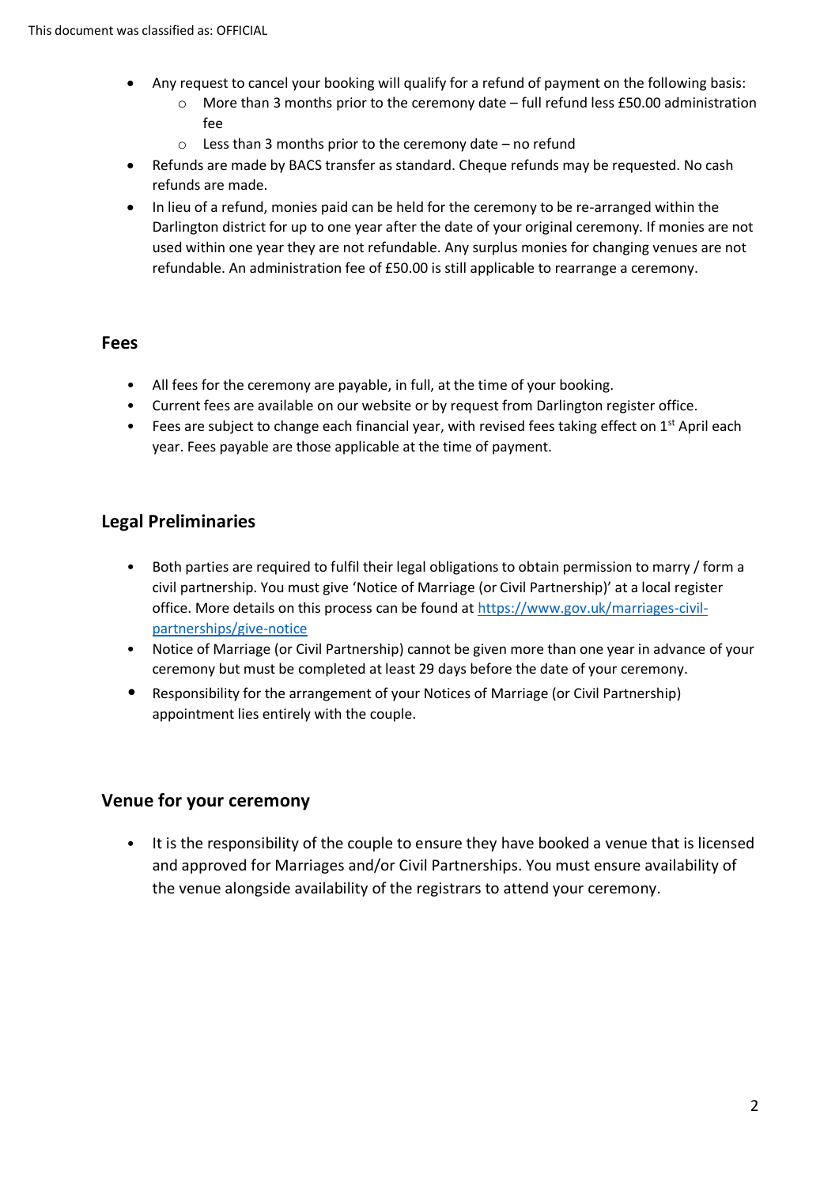- Any request to cancel your booking will qualify for a refund of payment on the following basis:
  - More than 3 months prior to the ceremony date – full refund less £50.00 administration fee
  - Less than 3 months prior to the ceremony date – no refund
- Refunds are made by BACS transfer as standard. Cheque refunds may be requested. No cash refunds are made.
- In lieu of a refund, monies paid can be held for the ceremony to be re-arranged within the Darlington district for up to one year after the date of your original ceremony. If monies are not used within one year they are not refundable. Any surplus monies for changing venues are not refundable. An administration fee of £50.00 is still applicable to rearrange a ceremony.

## Fees

- All fees for the ceremony are payable, in full, at the time of your booking.
- Current fees are available on our website or by request from Darlington register office.
- Fees are subject to change each financial year, with revised fees taking effect on 1st April each year. Fees payable are those applicable at the time of payment.

## Legal Preliminaries

- Both parties are required to fulfil their legal obligations to obtain permission to marry / form a civil partnership. You must give 'Notice of Marriage (or Civil Partnership)' at a local register office. More details on this process can be found at [https://www.gov.uk/marriages-civil-partnerships/give-notice](https://www.gov.uk/marriages-civil-partnerships/give-notice)
- Notice of Marriage (or Civil Partnership) cannot be given more than one year in advance of your ceremony but must be completed at least 29 days before the date of your ceremony.
- Responsibility for the arrangement of your Notices of Marriage (or Civil Partnership) appointment lies entirely with the couple.

## Venue for your ceremony

- It is the responsibility of the couple to ensure they have booked a venue that is licensed and approved for Marriages and/or Civil Partnerships. You must ensure availability of the venue alongside availability of the registrars to attend your ceremony.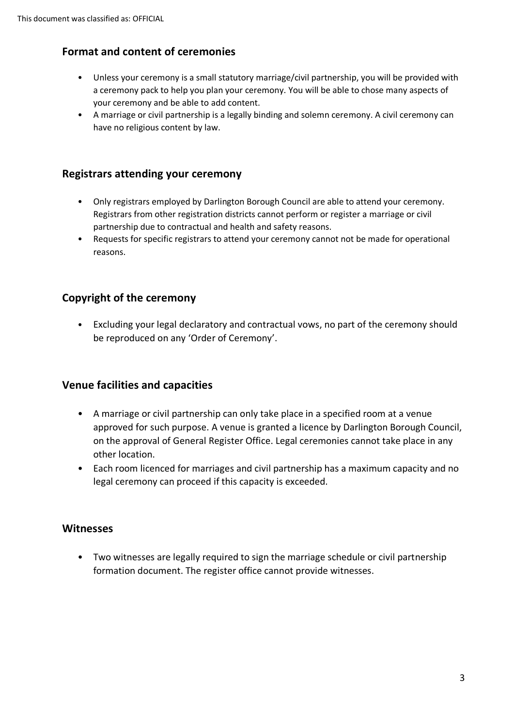## Format and content of ceremonies

- Unless your ceremony is a small statutory marriage/civil partnership, you will be provided with a ceremony pack to help you plan your ceremony. You will be able to chose many aspects of your ceremony and be able to add content.
- A marriage or civil partnership is a legally binding and solemn ceremony. A civil ceremony can have no religious content by law.

## Registrars attending your ceremony

- Only registrars employed by Darlington Borough Council are able to attend your ceremony. Registrars from other registration districts cannot perform or register a marriage or civil partnership due to contractual and health and safety reasons.
- Requests for specific registrars to attend your ceremony cannot not be made for operational reasons.

## Copyright of the ceremony

- Excluding your legal declaratory and contractual vows, no part of the ceremony should be reproduced on any 'Order of Ceremony'.

## Venue facilities and capacities

- A marriage or civil partnership can only take place in a specified room at a venue approved for such purpose. A venue is granted a licence by Darlington Borough Council, on the approval of General Register Office. Legal ceremonies cannot take place in any other location.
- Each room licenced for marriages and civil partnership has a maximum capacity and no legal ceremony can proceed if this capacity is exceeded.

## Witnesses

- Two witnesses are legally required to sign the marriage schedule or civil partnership formation document. The register office cannot provide witnesses.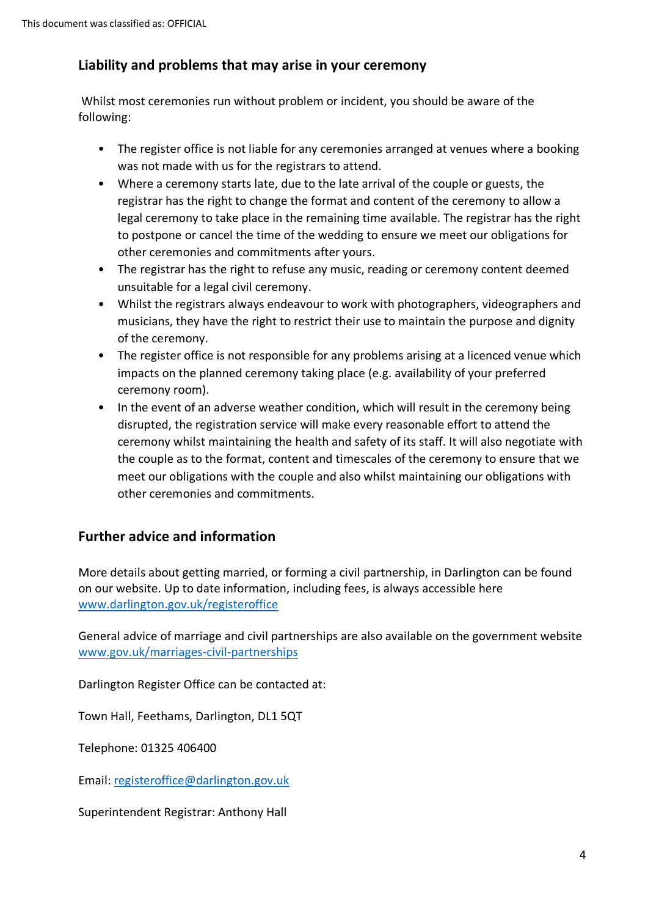## Liability and problems that may arise in your ceremony

Whilst most ceremonies run without problem or incident, you should be aware of the following:

- The register office is not liable for any ceremonies arranged at venues where a booking was not made with us for the registrars to attend.
- Where a ceremony starts late, due to the late arrival of the couple or guests, the registrar has the right to change the format and content of the ceremony to allow a legal ceremony to take place in the remaining time available. The registrar has the right to postpone or cancel the time of the wedding to ensure we meet our obligations for other ceremonies and commitments after yours.
- The registrar has the right to refuse any music, reading or ceremony content deemed unsuitable for a legal civil ceremony.
- Whilst the registrars always endeavour to work with photographers, videographers and musicians, they have the right to restrict their use to maintain the purpose and dignity of the ceremony.
- The register office is not responsible for any problems arising at a licenced venue which impacts on the planned ceremony taking place (e.g. availability of your preferred ceremony room).
- In the event of an adverse weather condition, which will result in the ceremony being disrupted, the registration service will make every reasonable effort to attend the ceremony whilst maintaining the health and safety of its staff. It will also negotiate with the couple as to the format, content and timescales of the ceremony to ensure that we meet our obligations with the couple and also whilst maintaining our obligations with other ceremonies and commitments.

## Further advice and information

More details about getting married, or forming a civil partnership, in Darlington can be found on our website. Up to date information, including fees, is always accessible here [www.darlington.gov.uk/registeroffice](www.darlington.gov.uk/registeroffice)

General advice of marriage and civil partnerships are also available on the government website [www.gov.uk/marriages-civil-partnerships](www.gov.uk/marriages-civil-partnerships)

Darlington Register Office can be contacted at:

Town Hall, Feethams, Darlington, DL1 5QT

Telephone: 01325 406400

Email: [registeroffice@darlington.gov.uk](mailto:registeroffice@darlington.gov.uk)

Superintendent Registrar: Anthony Hall